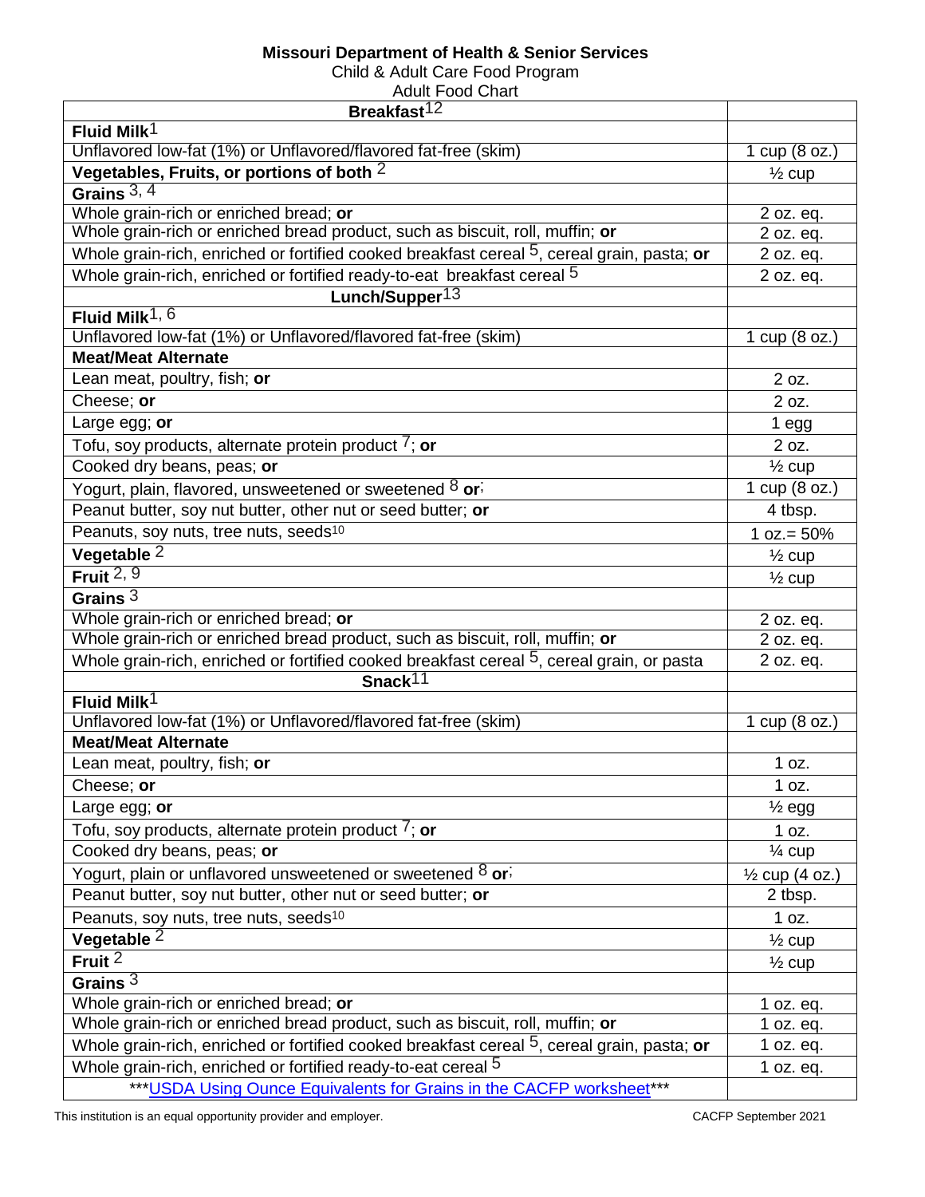**Missouri Department of Health & Senior Services**

Child & Adult Care Food Program

Adult Food Chart

| **Breakfast**[12] | |
|---|---|
| **Fluid Milk**[1] | |
| Unflavored low-fat (1%) or Unflavored/flavored fat-free (skim) | 1 cup (8 oz.) |
| **Vegetables, Fruits, or portions of both** [2] | ½ cup |
| **Grains** [3, 4] | |
| Whole grain-rich or enriched bread; **or** | 2 oz. eq. |
| Whole grain-rich or enriched bread product, such as biscuit, roll, muffin; **or** | 2 oz. eq. |
| Whole grain-rich, enriched or fortified cooked breakfast cereal [5], cereal grain, pasta; **or** | 2 oz. eq. |
| Whole grain-rich, enriched or fortified ready-to-eat breakfast cereal [5] | 2 oz. eq. |
| **Lunch/Supper**[13] | |
| **Fluid Milk**[1, 6] | |
| Unflavored low-fat (1%) or Unflavored/flavored fat-free (skim) | 1 cup (8 oz.) |
| **Meat/Meat Alternate** | |
| Lean meat, poultry, fish; **or** | 2 oz. |
| Cheese; **or** | 2 oz. |
| Large egg; **or** | 1 egg |
| Tofu, soy products, alternate protein product [7]; **or** | 2 oz. |
| Cooked dry beans, peas; **or** | ½ cup |
| Yogurt, plain, flavored, unsweetened or sweetened [8] **or**; | 1 cup (8 oz.) |
| Peanut butter, soy nut butter, other nut or seed butter; **or** | 4 tbsp. |
| Peanuts, soy nuts, tree nuts, seeds[10] | 1 oz.= 50% |
| **Vegetable** [2] | ½ cup |
| **Fruit** [2, 9] | ½ cup |
| **Grains** [3] | |
| Whole grain-rich or enriched bread; **or** | 2 oz. eq. |
| Whole grain-rich or enriched bread product, such as biscuit, roll, muffin; **or** | 2 oz. eq. |
| Whole grain-rich, enriched or fortified cooked breakfast cereal [5], cereal grain, or pasta | 2 oz. eq. |
| **Snack**[11] | |
| **Fluid Milk**[1] | |
| Unflavored low-fat (1%) or Unflavored/flavored fat-free (skim) | 1 cup (8 oz.) |
| **Meat/Meat Alternate** | |
| Lean meat, poultry, fish; **or** | 1 oz. |
| Cheese; **or** | 1 oz. |
| Large egg; **or** | ½ egg |
| Tofu, soy products, alternate protein product [7]; **or** | 1 oz. |
| Cooked dry beans, peas; **or** | ¼ cup |
| Yogurt, plain or unflavored unsweetened or sweetened [8] **or**; | ½ cup (4 oz.) |
| Peanut butter, soy nut butter, other nut or seed butter; **or** | 2 tbsp. |
| Peanuts, soy nuts, tree nuts, seeds[10] | 1 oz. |
| **Vegetable** [2] | ½ cup |
| **Fruit** [2] | ½ cup |
| **Grains** [3] | |
| Whole grain-rich or enriched bread; **or** | 1 oz. eq. |
| Whole grain-rich or enriched bread product, such as biscuit, roll, muffin; **or** | 1 oz. eq. |
| Whole grain-rich, enriched or fortified cooked breakfast cereal [5], cereal grain, pasta; **or** | 1 oz. eq. |
| Whole grain-rich, enriched or fortified ready-to-eat cereal [5] | 1 oz. eq. |
| ***USDA Using Ounce Equivalents for Grains in the CACFP worksheet*** | |

This institution is an equal opportunity provider and employer.

CACFP September 2021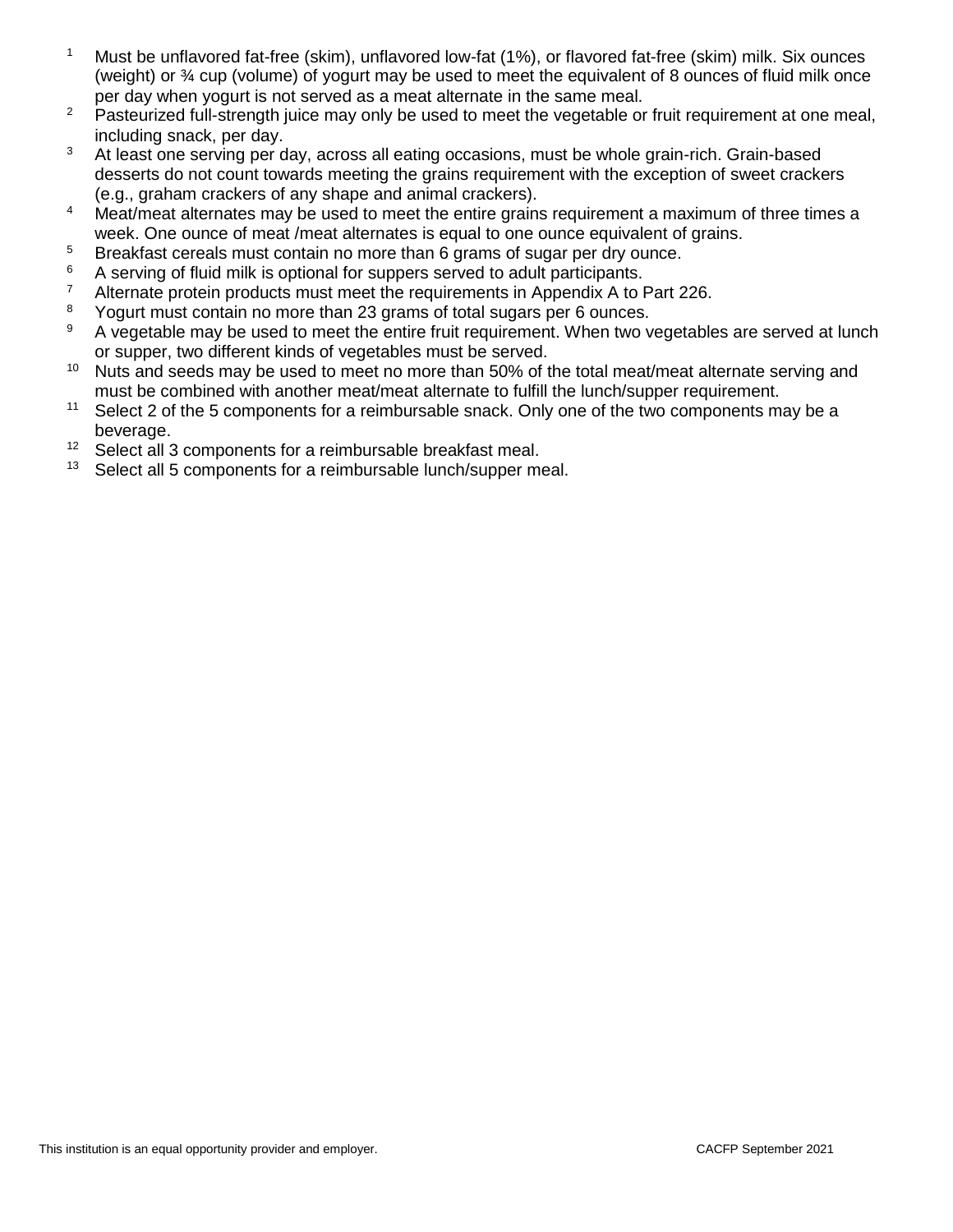[1] Must be unflavored fat-free (skim), unflavored low-fat (1%), or flavored fat-free (skim) milk. Six ounces (weight) or ¾ cup (volume) of yogurt may be used to meet the equivalent of 8 ounces of fluid milk once per day when yogurt is not served as a meat alternate in the same meal.

[2] Pasteurized full-strength juice may only be used to meet the vegetable or fruit requirement at one meal, including snack, per day.

[3] At least one serving per day, across all eating occasions, must be whole grain-rich. Grain-based desserts do not count towards meeting the grains requirement with the exception of sweet crackers (e.g., graham crackers of any shape and animal crackers).

[4] Meat/meat alternates may be used to meet the entire grains requirement a maximum of three times a week. One ounce of meat /meat alternates is equal to one ounce equivalent of grains.

[5] Breakfast cereals must contain no more than 6 grams of sugar per dry ounce.

[6] A serving of fluid milk is optional for suppers served to adult participants.

[7] Alternate protein products must meet the requirements in Appendix A to Part 226.

[8] Yogurt must contain no more than 23 grams of total sugars per 6 ounces.

[9] A vegetable may be used to meet the entire fruit requirement. When two vegetables are served at lunch or supper, two different kinds of vegetables must be served.

[10] Nuts and seeds may be used to meet no more than 50% of the total meat/meat alternate serving and must be combined with another meat/meat alternate to fulfill the lunch/supper requirement.

[11] Select 2 of the 5 components for a reimbursable snack. Only one of the two components may be a beverage.

[12] Select all 3 components for a reimbursable breakfast meal.

[13] Select all 5 components for a reimbursable lunch/supper meal.

This institution is an equal opportunity provider and employer.

CACFP September 2021